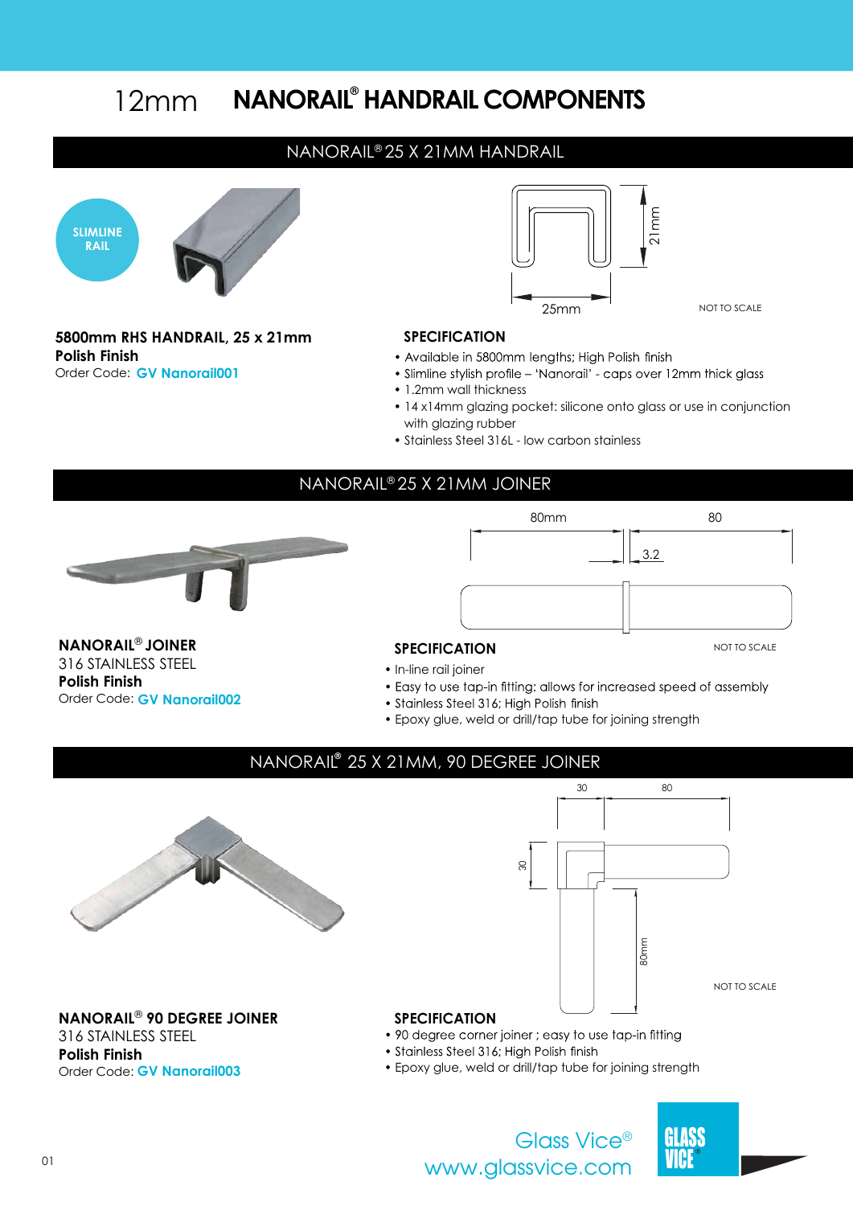# 12mm NANORAIL® HANDRAIL COMPONENTS

## NANORAIL® 25 X 21MM HANDRAIL

SLIMLINE RAIL

21mm

25mm

NOT TO SCALE

**5800mm RHS HANDRAIL, 25 x 21mm**
**Polish Finish**
Order Code: **GV Nanorail001**

### SPECIFICATION

- Available in 5800mm lengths; High Polish finish
- Slimline stylish profile – 'Nanorail' - caps over 12mm thick glass
- 1.2mm wall thickness
- 14 x14mm glazing pocket: silicone onto glass or use in conjunction with glazing rubber
- Stainless Steel 316L - low carbon stainless

## NANORAIL® 25 X 21MM JOINER

80mm    80

3.2

NOT TO SCALE

**NANORAIL® JOINER**
316 STAINLESS STEEL
**Polish Finish**
Order Code: **GV Nanorail002**

### SPECIFICATION

- In-line rail joiner
- Easy to use tap-in fitting: allows for increased speed of assembly
- Stainless Steel 316; High Polish finish
- Epoxy glue, weld or drill/tap tube for joining strength

## NANORAIL® 25 X 21MM, 90 DEGREE JOINER

30    80

30

80mm

NOT TO SCALE

**NANORAIL® 90 DEGREE JOINER**
316 STAINLESS STEEL
**Polish Finish**
Order Code: **GV Nanorail003**

### SPECIFICATION

- 90 degree corner joiner ; easy to use tap-in fitting
- Stainless Steel 316; High Polish finish
- Epoxy glue, weld or drill/tap tube for joining strength

Glass Vice®
www.glassvice.com

GLASS VICE®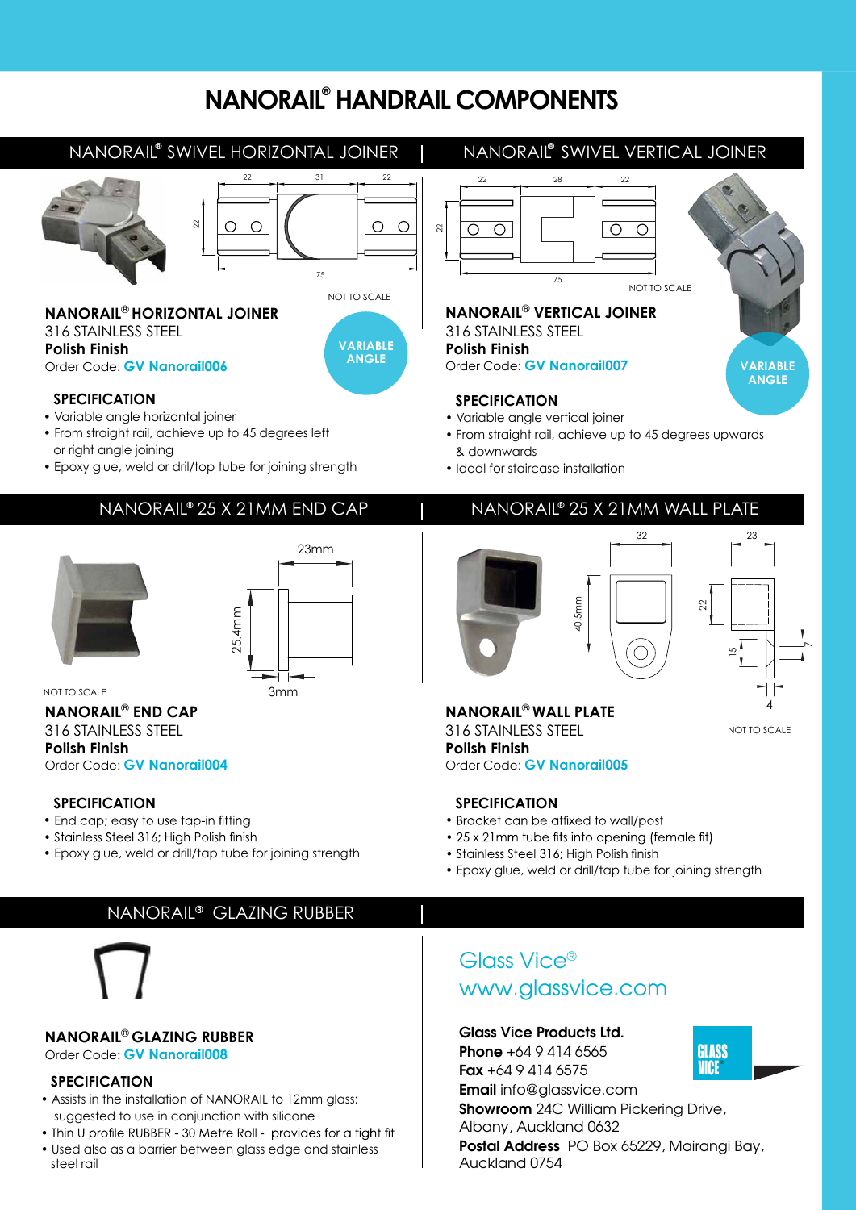# NANORAIL® HANDRAIL COMPONENTS

## NANORAIL® SWIVEL HORIZONTAL JOINER

22 31 22

22

75

NOT TO SCALE

**NANORAIL® HORIZONTAL JOINER**
316 STAINLESS STEEL
**Polish Finish**
Order Code: **GV Nanorail006**

VARIABLE ANGLE

### SPECIFICATION

- Variable angle horizontal joiner
- From straight rail, achieve up to 45 degrees left or right angle joining
- Epoxy glue, weld or dril/top tube for joining strength

## NANORAIL® SWIVEL VERTICAL JOINER

22 28 22

22

75

NOT TO SCALE

**NANORAIL® VERTICAL JOINER**
316 STAINLESS STEEL
**Polish Finish**
Order Code: **GV Nanorail007**

VARIABLE ANGLE

### SPECIFICATION

- Variable angle vertical joiner
- From straight rail, achieve up to 45 degrees upwards & downwards
- Ideal for staircase installation

## NANORAIL® 25 X 21MM END CAP

23mm

25.4mm

3mm

NOT TO SCALE

**NANORAIL® END CAP**
316 STAINLESS STEEL
**Polish Finish**
Order Code: **GV Nanorail004**

### SPECIFICATION

- End cap; easy to use tap-in fitting
- Stainless Steel 316; High Polish finish
- Epoxy glue, weld or drill/tap tube for joining strength

## NANORAIL® 25 X 21MM WALL PLATE

32 23

40.5mm

22

15

7

4

NOT TO SCALE

**NANORAIL® WALL PLATE**
316 STAINLESS STEEL
**Polish Finish**
Order Code: **GV Nanorail005**

### SPECIFICATION

- Bracket can be affixed to wall/post
- 25 x 21mm tube fits into opening (female fit)
- Stainless Steel 316; High Polish finish
- Epoxy glue, weld or drill/tap tube for joining strength

## NANORAIL® GLAZING RUBBER

**NANORAIL® GLAZING RUBBER**
Order Code: **GV Nanorail008**

### SPECIFICATION

- Assists in the installation of NANORAIL to 12mm glass: suggested to use in conjunction with silicone
- Thin U profile RUBBER - 30 Metre Roll - provides for a tight fit
- Used also as a barrier between glass edge and stainless steel rail

Glass Vice®
www.glassvice.com

**Glass Vice Products Ltd.**
**Phone** +64 9 414 6565
**Fax** +64 9 414 6575
**Email** info@glassvice.com
**Showroom** 24C William Pickering Drive, Albany, Auckland 0632
**Postal Address** PO Box 65229, Mairangi Bay, Auckland 0754

GLASS VICE